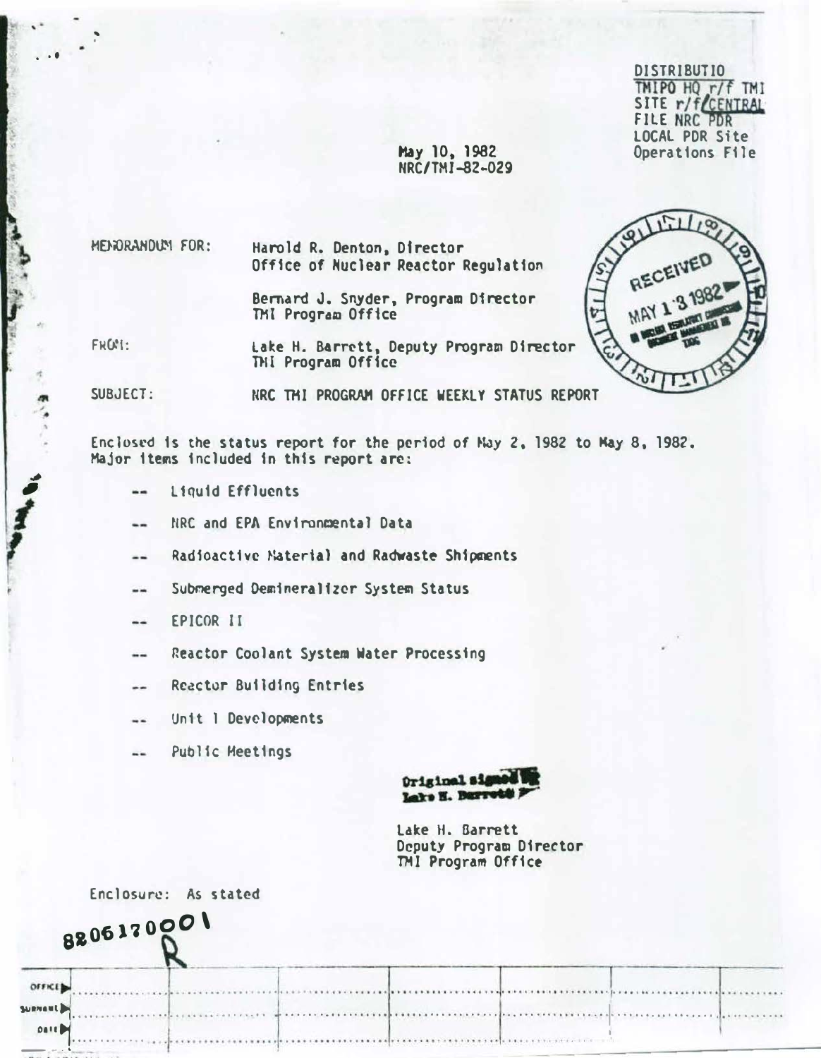DISTRIBUTIO
TMIPO HQ r/f TMI
SITE r/f CENTRAL
FILE NRC PDR
LOCAL PDR Site
Operations File

May 10, 1982
NRC/TMI-82-029

MEMORANDUM FOR: Harold R. Denton, Director
Office of Nuclear Reactor Regulation

Bernard J. Snyder, Program Director
TMI Program Office

FROM: Lake H. Barrett, Deputy Program Director
TMI Program Office

SUBJECT: NRC TMI PROGRAM OFFICE WEEKLY STATUS REPORT

RECEIVED
MAY 13 1982
US NUCLEAR REGULATORY COMMISSION
DOCUMENT MANAGEMENT BR
TIDC

Enclosed is the status report for the period of May 2, 1982 to May 8, 1982. Major items included in this report are:

- -- Liquid Effluents
- -- NRC and EPA Environmental Data
- -- Radioactive Material and Radwaste Shipments
- -- Submerged Demineralizer System Status
- -- EPICOR II
- -- Reactor Coolant System Water Processing
- -- Reactor Building Entries
- -- Unit 1 Developments
- -- Public Meetings

Original signed by
Lake H. Barrett

Lake H. Barrett
Deputy Program Director
TMI Program Office

Enclosure: As stated

8206170001

| OFFICE | | | | | | | |
|---|---|---|---|---|---|---|---|
| SURNAME | | | | | | | |
| DATE | | | | | | | |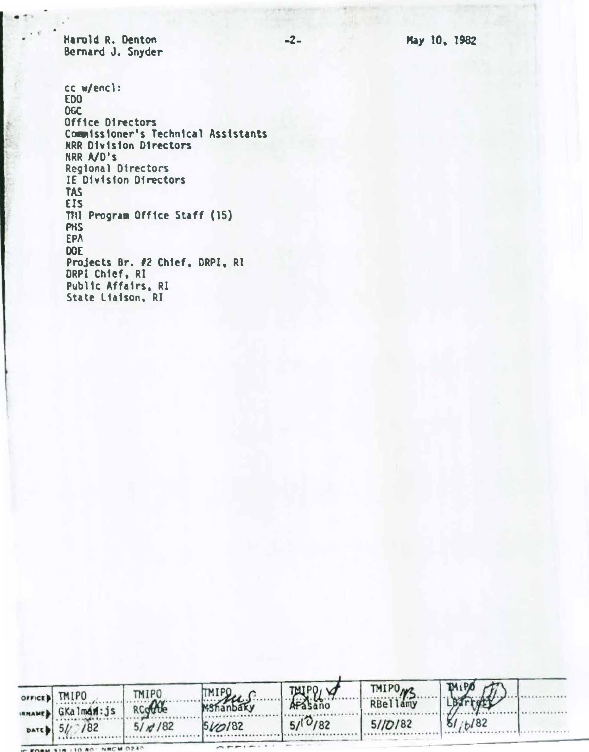Harold R. Denton
Bernard J. Snyder

May 10, 1982

cc w/encl:
EDO
OGC
Office Directors
Commissioner's Technical Assistants
NRR Division Directors
NRR A/D's
Regional Directors
IE Division Directors
TAS
EIS
TMI Program Office Staff (15)
PHS
EPA
DOE
Projects Br. #2 Chief, DRPI, RI
DRPI Chief, RI
Public Affairs, RI
State Liaison, RI

| OFFICE | TMIPO | TMIPO | TMIPO | TMIPO | TMIPO | TMIPO | |
|---|---|---|---|---|---|---|---|
| SURNAME | GKalman:js | RConte | MShanbaky | AFasano | RBellamy | LBarrett | |
| DATE | 5/ /82 | 5/10/82 | 5/10/82 | 5/10/82 | 5/10/82 | 5/10/82 | |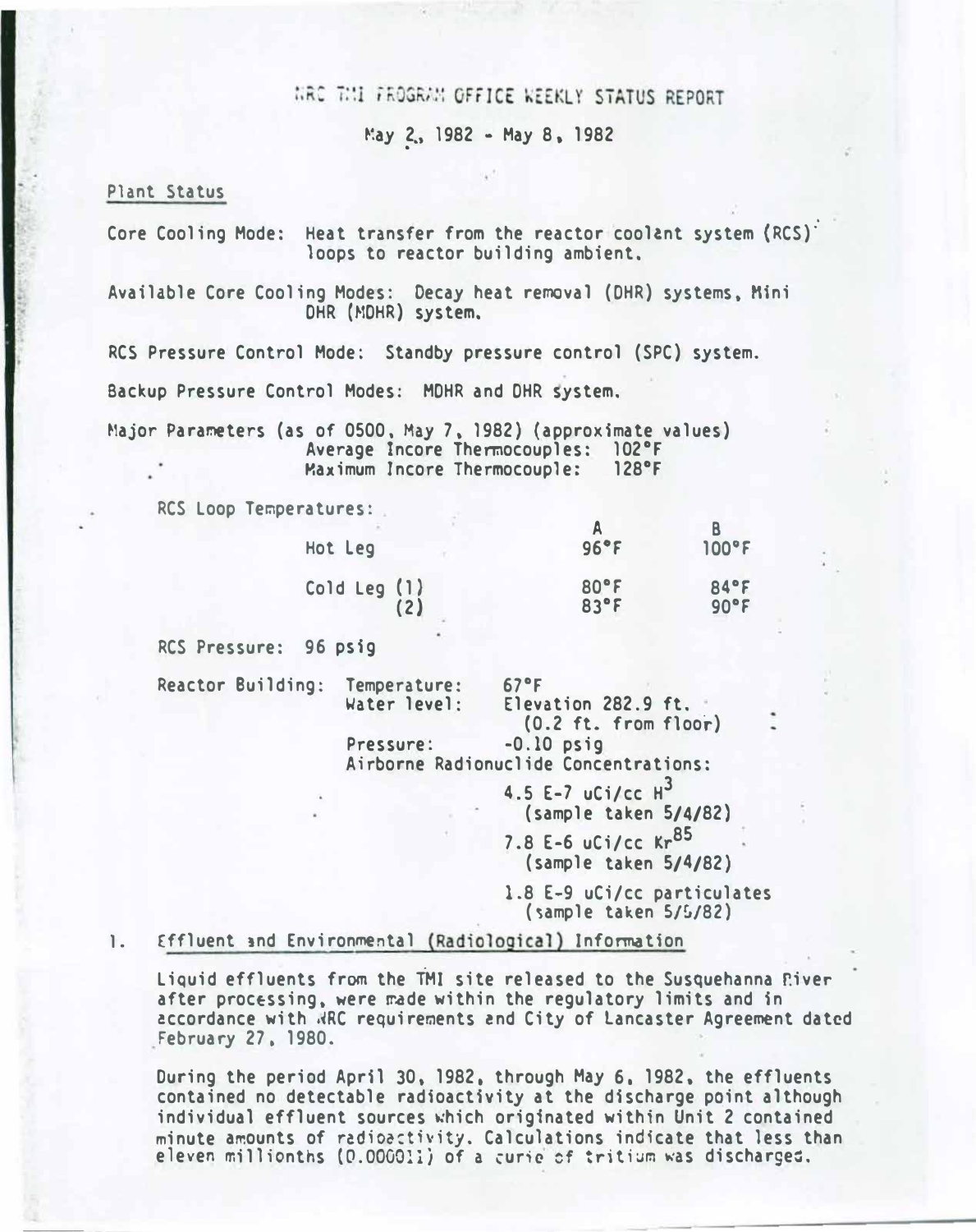# NRC TMI PROGRAM OFFICE WEEKLY STATUS REPORT

May 2, 1982 - May 8, 1982

## Plant Status

Core Cooling Mode: Heat transfer from the reactor coolant system (RCS) loops to reactor building ambient.

Available Core Cooling Modes: Decay heat removal (DHR) systems, Mini DHR (MDHR) system.

RCS Pressure Control Mode: Standby pressure control (SPC) system.

Backup Pressure Control Modes: MDHR and DHR system.

Major Parameters (as of 0500, May 7, 1982) (approximate values)
Average Incore Thermocouples: 102°F
Maximum Incore Thermocouple: 128°F

RCS Loop Temperatures:

| | A | B |
|---|---|---|
| Hot Leg | 96°F | 100°F |
| Cold Leg (1) | 80°F | 84°F |
| (2) | 83°F | 90°F |

RCS Pressure: 96 psig

Reactor Building:
- Temperature: 67°F
- Water level: Elevation 282.9 ft. (0.2 ft. from floor)
- Pressure: -0.10 psig
- Airborne Radionuclide Concentrations:
  - 4.5 E-7 uCi/cc $H^3$ (sample taken 5/4/82)
  - 7.8 E-6 uCi/cc $Kr^{85}$ (sample taken 5/4/82)
  - 1.8 E-9 uCi/cc particulates (sample taken 5/5/82)

## 1. Effluent and Environmental (Radiological) Information

Liquid effluents from the TMI site released to the Susquehanna River after processing, were made within the regulatory limits and in accordance with NRC requirements and City of Lancaster Agreement dated February 27, 1980.

During the period April 30, 1982, through May 6, 1982, the effluents contained no detectable radioactivity at the discharge point although individual effluent sources which originated within Unit 2 contained minute amounts of radioactivity. Calculations indicate that less than eleven millionths (0.000011) of a curie of tritium was discharged.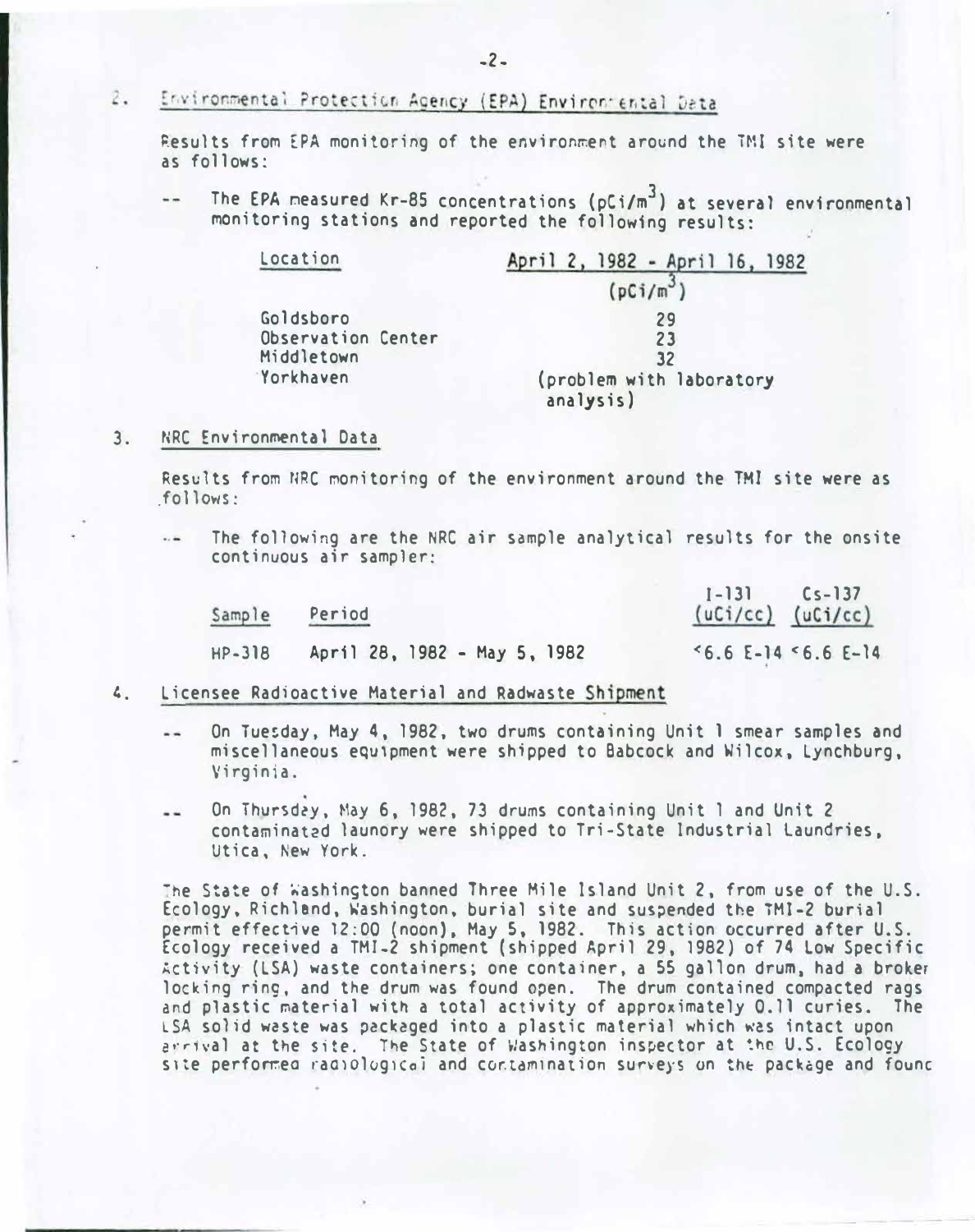2. Environmental Protection Agency (EPA) Environmental Data

Results from EPA monitoring of the environment around the TMI site were as follows:

-- The EPA measured Kr-85 concentrations ($pCi/m^3$) at several environmental monitoring stations and reported the following results:

| Location | April 2, 1982 - April 16, 1982 ($pCi/m^3$) |
|---|---|
| Goldsboro | 29 |
| Observation Center | 23 |
| Middletown | 32 |
| Yorkhaven | (problem with laboratory analysis) |

3. NRC Environmental Data

Results from NRC monitoring of the environment around the TMI site were as follows:

-- The following are the NRC air sample analytical results for the onsite continuous air sampler:

| Sample | Period | I-131 (uCi/cc) | Cs-137 (uCi/cc) |
|---|---|---|---|
| HP-318 | April 28, 1982 - May 5, 1982 | <6.6 E-14 | <6.6 E-14 |

4. Licensee Radioactive Material and Radwaste Shipment

-- On Tuesday, May 4, 1982, two drums containing Unit 1 smear samples and miscellaneous equipment were shipped to Babcock and Wilcox, Lynchburg, Virginia.

-- On Thursday, May 6, 1982, 73 drums containing Unit 1 and Unit 2 contaminated laundry were shipped to Tri-State Industrial Laundries, Utica, New York.

The State of Washington banned Three Mile Island Unit 2, from use of the U.S. Ecology, Richland, Washington, burial site and suspended the TMI-2 burial permit effective 12:00 (noon), May 5, 1982. This action occurred after U.S. Ecology received a TMI-2 shipment (shipped April 29, 1982) of 74 Low Specific Activity (LSA) waste containers; one container, a 55 gallon drum, had a broken locking ring, and the drum was found open. The drum contained compacted rags and plastic material with a total activity of approximately 0.11 curies. The LSA solid waste was packaged into a plastic material which was intact upon arrival at the site. The State of Washington inspector at the U.S. Ecology site performed radiological and contamination surveys on the package and found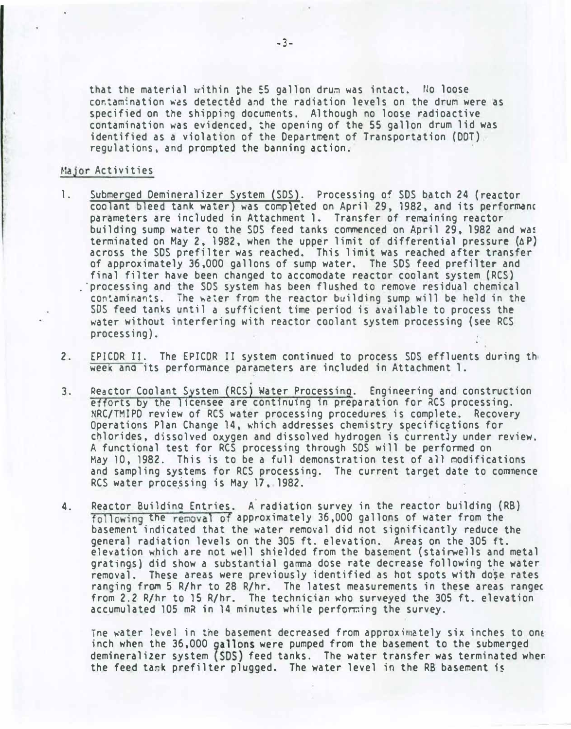that the material within the 55 gallon drum was intact. No loose contamination was detected and the radiation levels on the drum were as specified on the shipping documents. Although no loose radioactive contamination was evidenced, the opening of the 55 gallon drum lid was identified as a violation of the Department of Transportation (DOT) regulations, and prompted the banning action.

## Major Activities

1. Submerged Demineralizer System (SDS). Processing of SDS batch 24 (reactor coolant bleed tank water) was completed on April 29, 1982, and its performance parameters are included in Attachment 1. Transfer of remaining reactor building sump water to the SDS feed tanks commenced on April 29, 1982 and was terminated on May 2, 1982, when the upper limit of differential pressure ($\Delta P$) across the SDS prefilter was reached. This limit was reached after transfer of approximately 36,000 gallons of sump water. The SDS feed prefilter and final filter have been changed to accomodate reactor coolant system (RCS) processing and the SDS system has been flushed to remove residual chemical contaminants. The water from the reactor building sump will be held in the SDS feed tanks until a sufficient time period is available to process the water without interfering with reactor coolant system processing (see RCS processing).

2. EPICOR II. The EPICOR II system continued to process SDS effluents during the week and its performance parameters are included in Attachment 1.

3. Reactor Coolant System (RCS) Water Processing. Engineering and construction efforts by the licensee are continuing in preparation for RCS processing. NRC/TMIPO review of RCS water processing procedures is complete. Recovery Operations Plan Change 14, which addresses chemistry specifications for chlorides, dissolved oxygen and dissolved hydrogen is currently under review. A functional test for RCS processing through SDS will be performed on May 10, 1982. This is to be a full demonstration test of all modifications and sampling systems for RCS processing. The current target date to commence RCS water processing is May 17, 1982.

4. Reactor Building Entries. A radiation survey in the reactor building (RB) following the removal of approximately 36,000 gallons of water from the basement indicated that the water removal did not significantly reduce the general radiation levels on the 305 ft. elevation. Areas on the 305 ft. elevation which are not well shielded from the basement (stairwells and metal gratings) did show a substantial gamma dose rate decrease following the water removal. These areas were previously identified as hot spots with dose rates ranging from 5 R/hr to 28 R/hr. The latest measurements in these areas ranged from 2.2 R/hr to 15 R/hr. The technician who surveyed the 305 ft. elevation accumulated 105 mR in 14 minutes while performing the survey.

   The water level in the basement decreased from approximately six inches to one inch when the 36,000 gallons were pumped from the basement to the submerged demineralizer system (SDS) feed tanks. The water transfer was terminated when the feed tank prefilter plugged. The water level in the RB basement is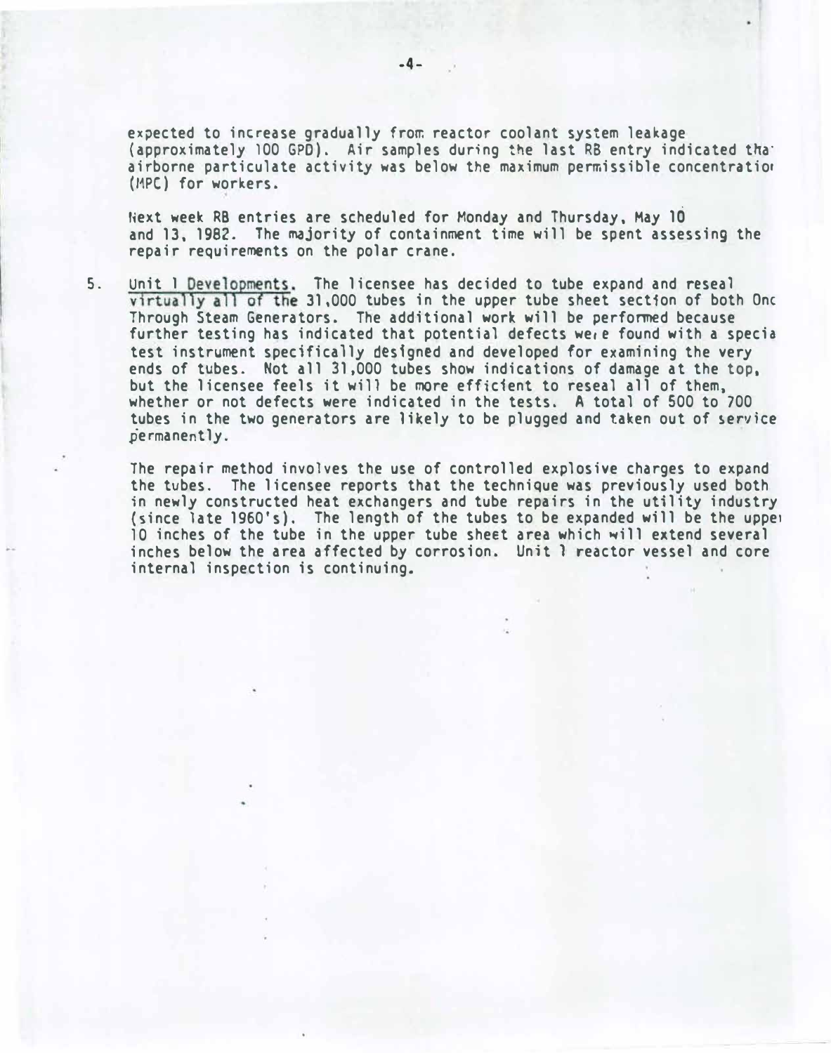expected to increase gradually from reactor coolant system leakage (approximately 100 GPD). Air samples during the last RB entry indicated that airborne particulate activity was below the maximum permissible concentration (MPC) for workers.

Next week RB entries are scheduled for Monday and Thursday, May 10 and 13, 1982. The majority of containment time will be spent assessing the repair requirements on the polar crane.

5. Unit 1 Developments. The licensee has decided to tube expand and reseal virtually all of the 31,000 tubes in the upper tube sheet section of both Once Through Steam Generators. The additional work will be performed because further testing has indicated that potential defects were found with a special test instrument specifically designed and developed for examining the very ends of tubes. Not all 31,000 tubes show indications of damage at the top, but the licensee feels it will be more efficient to reseal all of them, whether or not defects were indicated in the tests. A total of 500 to 700 tubes in the two generators are likely to be plugged and taken out of service permanently.

   The repair method involves the use of controlled explosive charges to expand the tubes. The licensee reports that the technique was previously used both in newly constructed heat exchangers and tube repairs in the utility industry (since late 1960's). The length of the tubes to be expanded will be the upper 10 inches of the tube in the upper tube sheet area which will extend several inches below the area affected by corrosion. Unit 1 reactor vessel and core internal inspection is continuing.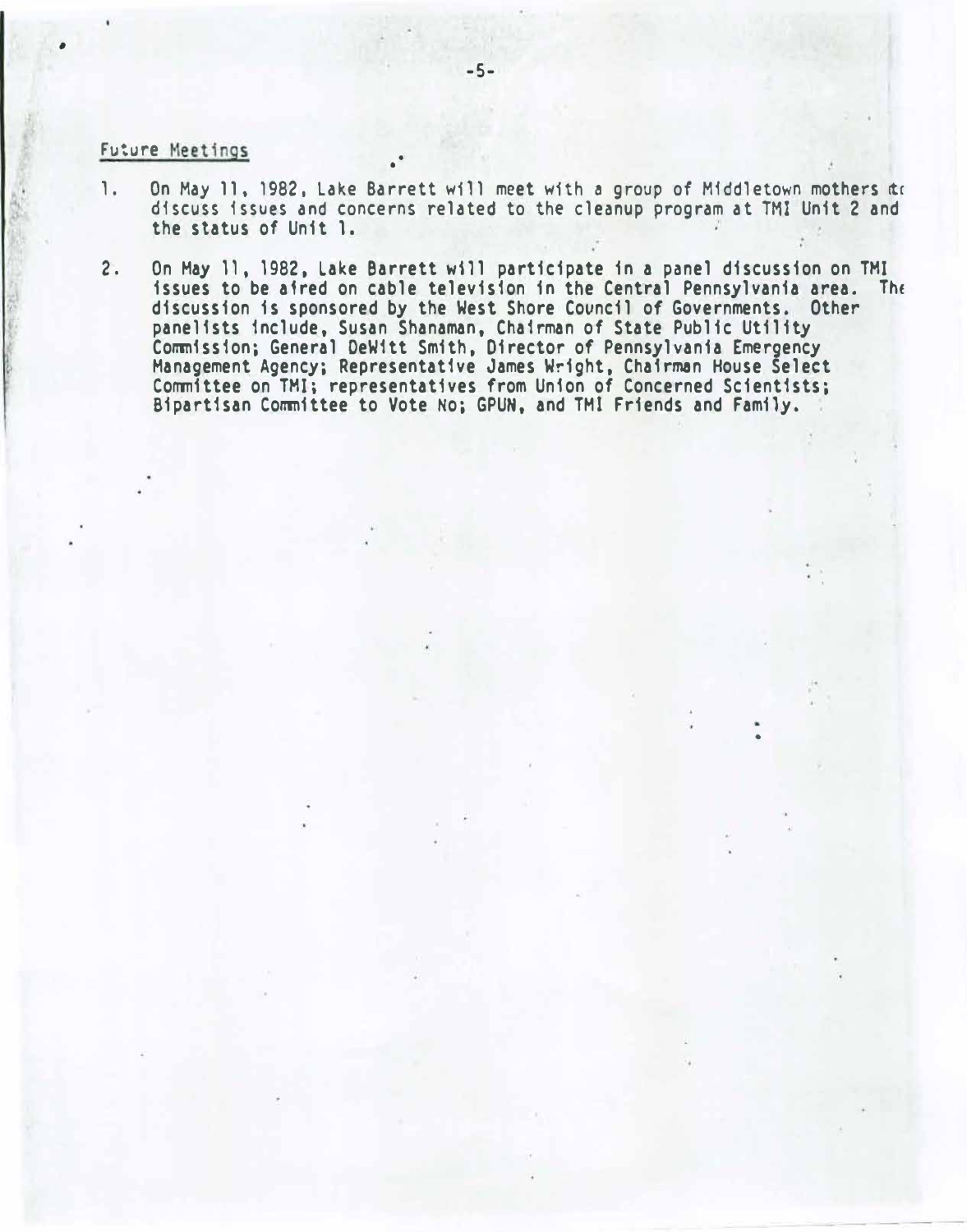## Future Meetings

1. On May 11, 1982, Lake Barrett will meet with a group of Middletown mothers to discuss issues and concerns related to the cleanup program at TMI Unit 2 and the status of Unit 1.

2. On May 11, 1982, Lake Barrett will participate in a panel discussion on TMI issues to be aired on cable television in the Central Pennsylvania area. The discussion is sponsored by the West Shore Council of Governments. Other panelists include, Susan Shanaman, Chairman of State Public Utility Commission; General DeWitt Smith, Director of Pennsylvania Emergency Management Agency; Representative James Wright, Chairman House Select Committee on TMI; representatives from Union of Concerned Scientists; Bipartisan Committee to Vote No; GPUN, and TMI Friends and Family.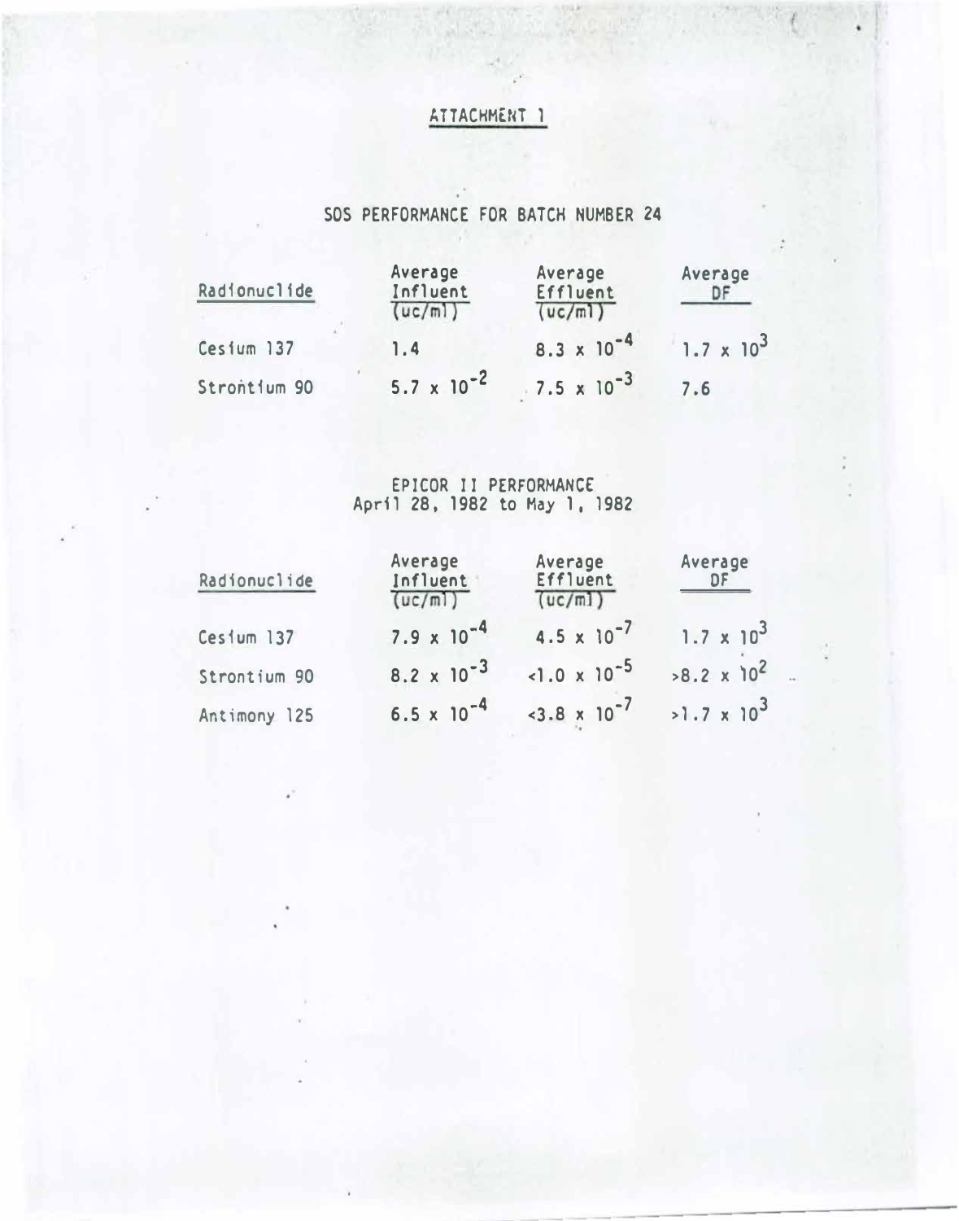# ATTACHMENT 1

## SOS PERFORMANCE FOR BATCH NUMBER 24

| Radionuclide | Average Influent (uc/ml) | Average Effluent (uc/ml) | Average DF |
|---|---|---|---|
| Cesium 137 | 1.4 | $8.3 \times 10^{-4}$ | $1.7 \times 10^{3}$ |
| Strontium 90 | $5.7 \times 10^{-2}$ | $7.5 \times 10^{-3}$ | 7.6 |

## EPICOR II PERFORMANCE
April 28, 1982 to May 1, 1982

| Radionuclide | Average Influent (uc/ml) | Average Effluent (uc/ml) | Average DF |
|---|---|---|---|
| Cesium 137 | $7.9 \times 10^{-4}$ | $4.5 \times 10^{-7}$ | $1.7 \times 10^{3}$ |
| Strontium 90 | $8.2 \times 10^{-3}$ | $<1.0 \times 10^{-5}$ | $>8.2 \times 10^{2}$ |
| Antimony 125 | $6.5 \times 10^{-4}$ | $<3.8 \times 10^{-7}$ | $>1.7 \times 10^{3}$ |